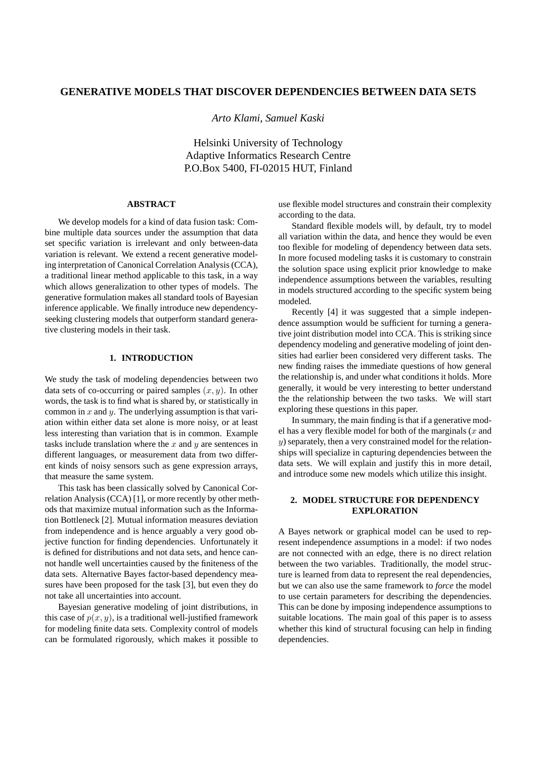# GENERATIVE MODELS THAT DISCOVER DEPENDENCIES BETWEEN DATA SETS

*Arto Klami, Samuel Kaski*

Helsinki University of Technology
Adaptive Informatics Research Centre
P.O.Box 5400, FI-02015 HUT, Finland

## ABSTRACT

We develop models for a kind of data fusion task: Combine multiple data sources under the assumption that data set specific variation is irrelevant and only between-data variation is relevant. We extend a recent generative modeling interpretation of Canonical Correlation Analysis (CCA), a traditional linear method applicable to this task, in a way which allows generalization to other types of models. The generative formulation makes all standard tools of Bayesian inference applicable. We finally introduce new dependency-seeking clustering models that outperform standard generative clustering models in their task.

## 1. INTRODUCTION

We study the task of modeling dependencies between two data sets of co-occurring or paired samples $(x, y)$. In other words, the task is to find what is shared by, or statistically in common in $x$ and $y$. The underlying assumption is that variation within either data set alone is more noisy, or at least less interesting than variation that is in common. Example tasks include translation where the $x$ and $y$ are sentences in different languages, or measurement data from two different kinds of noisy sensors such as gene expression arrays, that measure the same system.

This task has been classically solved by Canonical Correlation Analysis (CCA) [1], or more recently by other methods that maximize mutual information such as the Information Bottleneck [2]. Mutual information measures deviation from independence and is hence arguably a very good objective function for finding dependencies. Unfortunately it is defined for distributions and not data sets, and hence cannot handle well uncertainties caused by the finiteness of the data sets. Alternative Bayes factor-based dependency measures have been proposed for the task [3], but even they do not take all uncertainties into account.

Bayesian generative modeling of joint distributions, in this case of $p(x, y)$, is a traditional well-justified framework for modeling finite data sets. Complexity control of models can be formulated rigorously, which makes it possible to use flexible model structures and constrain their complexity according to the data.

Standard flexible models will, by default, try to model all variation within the data, and hence they would be even too flexible for modeling of dependency between data sets. In more focused modeling tasks it is customary to constrain the solution space using explicit prior knowledge to make independence assumptions between the variables, resulting in models structured according to the specific system being modeled.

Recently [4] it was suggested that a simple independence assumption would be sufficient for turning a generative joint distribution model into CCA. This is striking since dependency modeling and generative modeling of joint densities had earlier been considered very different tasks. The new finding raises the immediate questions of how general the relationship is, and under what conditions it holds. More generally, it would be very interesting to better understand the the relationship between the two tasks. We will start exploring these questions in this paper.

In summary, the main finding is that if a generative model has a very flexible model for both of the marginals ($x$ and $y$) separately, then a very constrained model for the relationships will specialize in capturing dependencies between the data sets. We will explain and justify this in more detail, and introduce some new models which utilize this insight.

## 2. MODEL STRUCTURE FOR DEPENDENCY EXPLORATION

A Bayes network or graphical model can be used to represent independence assumptions in a model: if two nodes are not connected with an edge, there is no direct relation between the two variables. Traditionally, the model structure is learned from data to represent the real dependencies, but we can also use the same framework to *force* the model to use certain parameters for describing the dependencies. This can be done by imposing independence assumptions to suitable locations. The main goal of this paper is to assess whether this kind of structural focusing can help in finding dependencies.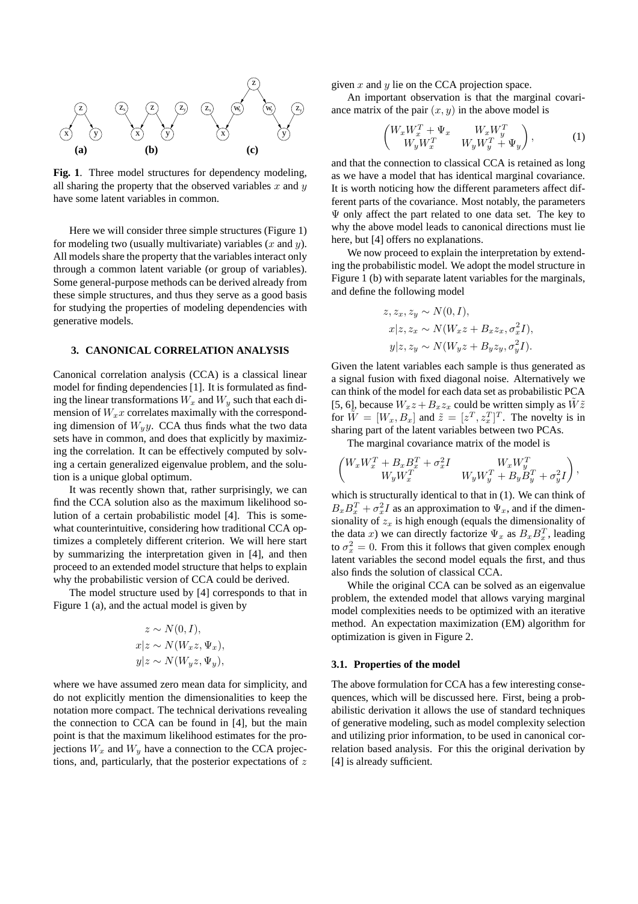**Fig. 1**. Three model structures for dependency modeling, all sharing the property that the observed variables $x$ and $y$ have some latent variables in common.

Here we will consider three simple structures (Figure 1) for modeling two (usually multivariate) variables ($x$ and $y$). All models share the property that the variables interact only through a common latent variable (or group of variables). Some general-purpose methods can be derived already from these simple structures, and thus they serve as a good basis for studying the properties of modeling dependencies with generative models.

## 3. CANONICAL CORRELATION ANALYSIS

Canonical correlation analysis (CCA) is a classical linear model for finding dependencies [1]. It is formulated as finding the linear transformations $W_x$ and $W_y$ such that each dimension of $W_x x$ correlates maximally with the corresponding dimension of $W_y y$. CCA thus finds what the two data sets have in common, and does that explicitly by maximizing the correlation. It can be effectively computed by solving a certain generalized eigenvalue problem, and the solution is a unique global optimum.

It was recently shown that, rather surprisingly, we can find the CCA solution also as the maximum likelihood solution of a certain probabilistic model [4]. This is somewhat counterintuitive, considering how traditional CCA optimizes a completely different criterion. We will here start by summarizing the interpretation given in [4], and then proceed to an extended model structure that helps to explain why the probabilistic version of CCA could be derived.

The model structure used by [4] corresponds to that in Figure 1 (a), and the actual model is given by

$$
\begin{aligned}
z &\sim N(0, I), \\
x|z &\sim N(W_x z, \Psi_x), \\
y|z &\sim N(W_y z, \Psi_y),
\end{aligned}
$$

where we have assumed zero mean data for simplicity, and do not explicitly mention the dimensionalities to keep the notation more compact. The technical derivations revealing the connection to CCA can be found in [4], but the main point is that the maximum likelihood estimates for the projections $W_x$ and $W_y$ have a connection to the CCA projections, and, particularly, that the posterior expectations of $z$ given $x$ and $y$ lie on the CCA projection space.

An important observation is that the marginal covariance matrix of the pair $(x, y)$ in the above model is

$$
\begin{pmatrix} W_x W_x^T + \Psi_x & W_x W_y^T \\ W_y W_x^T & W_y W_y^T + \Psi_y \end{pmatrix}, \tag{1}
$$

and that the connection to classical CCA is retained as long as we have a model that has identical marginal covariance. It is worth noticing how the different parameters affect different parts of the covariance. Most notably, the parameters $\Psi$ only affect the part related to one data set. The key to why the above model leads to canonical directions must lie here, but [4] offers no explanations.

We now proceed to explain the interpretation by extending the probabilistic model. We adopt the model structure in Figure 1 (b) with separate latent variables for the marginals, and define the following model

$$
\begin{aligned}
z, z_x, z_y &\sim N(0, I), \\
x|z, z_x &\sim N(W_x z + B_x z_x, \sigma_x^2 I), \\
y|z, z_y &\sim N(W_y z + B_y z_y, \sigma_y^2 I).
\end{aligned}
$$

Given the latent variables each sample is thus generated as a signal fusion with fixed diagonal noise. Alternatively we can think of the model for each data set as probabilistic PCA [5, 6], because $W_x z + B_x z_x$ could be written simply as $\tilde{W}\tilde{z}$ for $\tilde{W} = [W_x, B_x]$ and $\tilde{z} = [z^T, z_x^T]^T$. The novelty is in sharing part of the latent variables between two PCAs.

The marginal covariance matrix of the model is

$$
\begin{pmatrix} W_x W_x^T + B_x B_x^T + \sigma_x^2 I & W_x W_y^T \\ W_y W_x^T & W_y W_y^T + B_y B_y^T + \sigma_y^2 I \end{pmatrix},
$$

which is structurally identical to that in (1). We can think of $B_x B_x^T + \sigma_x^2 I$ as an approximation to $\Psi_x$, and if the dimensionality of $z_x$ is high enough (equals the dimensionality of the data $x$) we can directly factorize $\Psi_x$ as $B_x B_x^T$, leading to $\sigma_x^2 = 0$. From this it follows that given complex enough latent variables the second model equals the first, and thus also finds the solution of classical CCA.

While the original CCA can be solved as an eigenvalue problem, the extended model that allows varying marginal model complexities needs to be optimized with an iterative method. An expectation maximization (EM) algorithm for optimization is given in Figure 2.

### 3.1. Properties of the model

The above formulation for CCA has a few interesting consequences, which will be discussed here. First, being a probabilistic derivation it allows the use of standard techniques of generative modeling, such as model complexity selection and utilizing prior information, to be used in canonical correlation based analysis. For this the original derivation by [4] is already sufficient.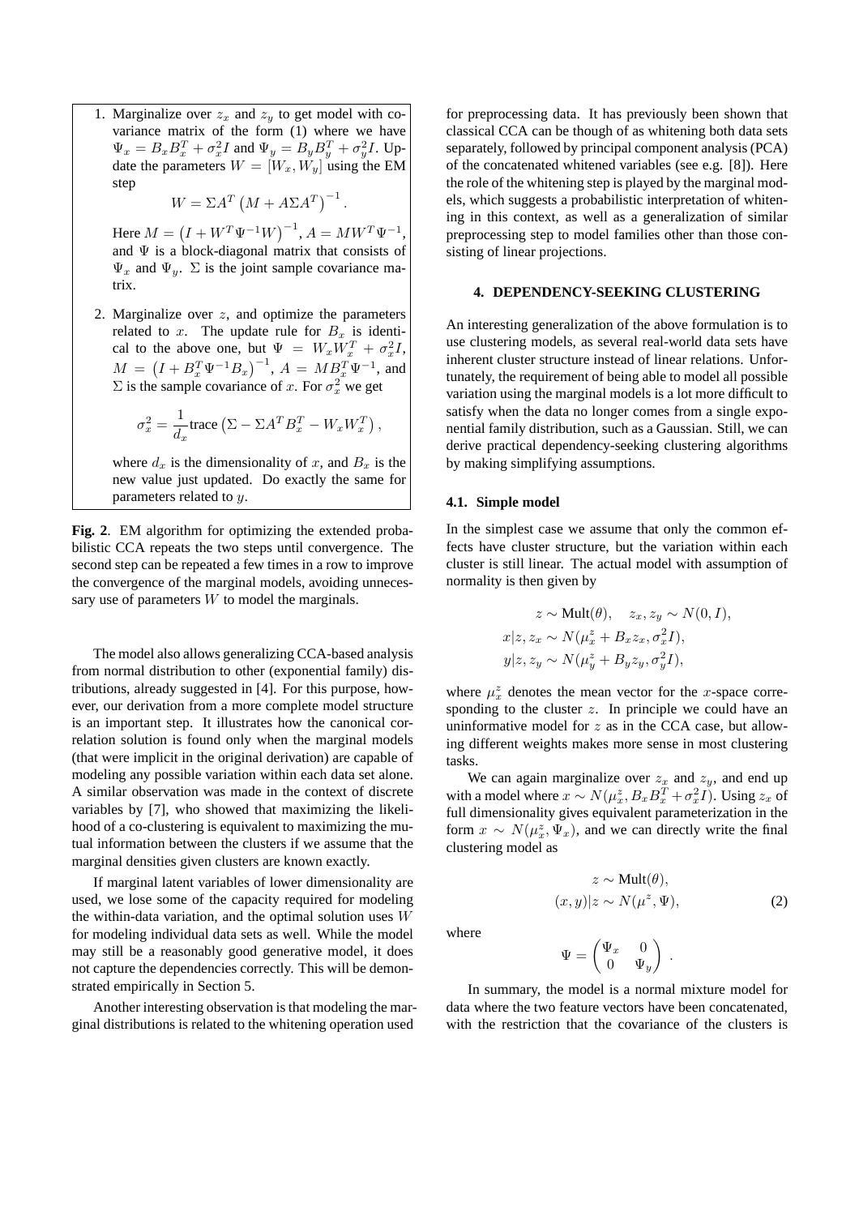1. Marginalize over $z_x$ and $z_y$ to get model with covariance matrix of the form (1) where we have $\Psi_x = B_x B_x^T + \sigma_x^2 I$ and $\Psi_y = B_y B_y^T + \sigma_y^2 I$. Update the parameters $W = [W_x, W_y]$ using the EM step

$$W = \Sigma A^T \left(M + A \Sigma A^T\right)^{-1}.$$

Here $M = \left(I + W^T \Psi^{-1} W\right)^{-1}$, $A = M W^T \Psi^{-1}$, and $\Psi$ is a block-diagonal matrix that consists of $\Psi_x$ and $\Psi_y$. $\Sigma$ is the joint sample covariance matrix.

2. Marginalize over $z$, and optimize the parameters related to $x$. The update rule for $B_x$ is identical to the above one, but $\Psi = W_x W_x^T + \sigma_x^2 I$, $M = \left(I + B_x^T \Psi^{-1} B_x\right)^{-1}$, $A = M B_x^T \Psi^{-1}$, and $\Sigma$ is the sample covariance of $x$. For $\sigma_x^2$ we get

$$\sigma_x^2 = \frac{1}{d_x} \text{trace}\left(\Sigma - \Sigma A^T B_x^T - W_x W_x^T\right),$$

where $d_x$ is the dimensionality of $x$, and $B_x$ is the new value just updated. Do exactly the same for parameters related to $y$.

**Fig. 2**. EM algorithm for optimizing the extended probabilistic CCA repeats the two steps until convergence. The second step can be repeated a few times in a row to improve the convergence of the marginal models, avoiding unnecessary use of parameters $W$ to model the marginals.

The model also allows generalizing CCA-based analysis from normal distribution to other (exponential family) distributions, already suggested in [4]. For this purpose, however, our derivation from a more complete model structure is an important step. It illustrates how the canonical correlation solution is found only when the marginal models (that were implicit in the original derivation) are capable of modeling any possible variation within each data set alone. A similar observation was made in the context of discrete variables by [7], who showed that maximizing the likelihood of a co-clustering is equivalent to maximizing the mutual information between the clusters if we assume that the marginal densities given clusters are known exactly.

If marginal latent variables of lower dimensionality are used, we lose some of the capacity required for modeling the within-data variation, and the optimal solution uses $W$ for modeling individual data sets as well. While the model may still be a reasonably good generative model, it does not capture the dependencies correctly. This will be demonstrated empirically in Section 5.

Another interesting observation is that modeling the marginal distributions is related to the whitening operation used for preprocessing data. It has previously been shown that classical CCA can be though of as whitening both data sets separately, followed by principal component analysis (PCA) of the concatenated whitened variables (see e.g. [8]). Here the role of the whitening step is played by the marginal models, which suggests a probabilistic interpretation of whitening in this context, as well as a generalization of similar preprocessing step to model families other than those consisting of linear projections.

## 4. DEPENDENCY-SEEKING CLUSTERING

An interesting generalization of the above formulation is to use clustering models, as several real-world data sets have inherent cluster structure instead of linear relations. Unfortunately, the requirement of being able to model all possible variation using the marginal models is a lot more difficult to satisfy when the data no longer comes from a single exponential family distribution, such as a Gaussian. Still, we can derive practical dependency-seeking clustering algorithms by making simplifying assumptions.

### 4.1. Simple model

In the simplest case we assume that only the common effects have cluster structure, but the variation within each cluster is still linear. The actual model with assumption of normality is then given by

$$\begin{aligned} z \sim \text{Mult}(\theta), \quad z_x, z_y \sim N(0, I), \\ x|z, z_x \sim N(\mu_x^z + B_x z_x, \sigma_x^2 I), \\ y|z, z_y \sim N(\mu_y^z + B_y z_y, \sigma_y^2 I), \end{aligned}$$

where $\mu_x^z$ denotes the mean vector for the $x$-space corresponding to the cluster $z$. In principle we could have an uninformative model for $z$ as in the CCA case, but allowing different weights makes more sense in most clustering tasks.

We can again marginalize over $z_x$ and $z_y$, and end up with a model where $x \sim N(\mu_x^z, B_x B_x^T + \sigma_x^2 I)$. Using $z_x$ of full dimensionality gives equivalent parameterization in the form $x \sim N(\mu_x^z, \Psi_x)$, and we can directly write the final clustering model as

$$\begin{aligned} z \sim \text{Mult}(\theta), \\ (x, y)|z \sim N(\mu^z, \Psi), \end{aligned} \tag{2}$$

where

$$\Psi = \begin{pmatrix} \Psi_x & 0 \\ 0 & \Psi_y \end{pmatrix}.$$

In summary, the model is a normal mixture model for data where the two feature vectors have been concatenated, with the restriction that the covariance of the clusters is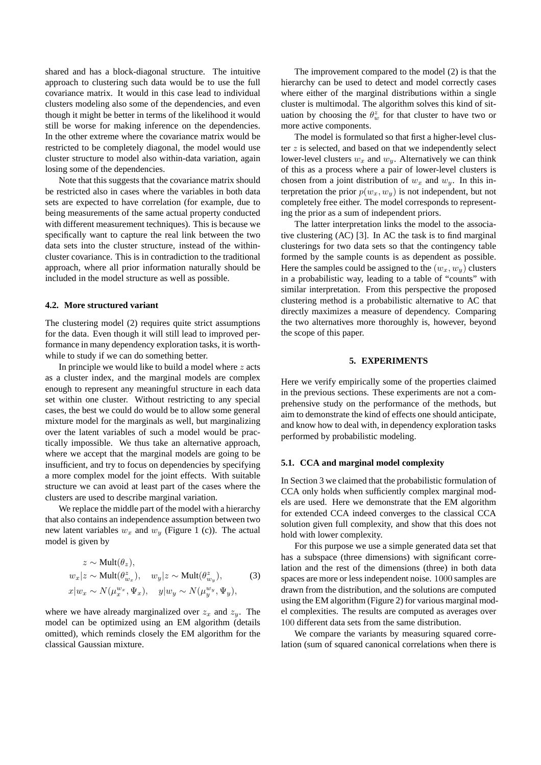shared and has a block-diagonal structure. The intuitive approach to clustering such data would be to use the full covariance matrix. It would in this case lead to individual clusters modeling also some of the dependencies, and even though it might be better in terms of the likelihood it would still be worse for making inference on the dependencies. In the other extreme where the covariance matrix would be restricted to be completely diagonal, the model would use cluster structure to model also within-data variation, again losing some of the dependencies.

Note that this suggests that the covariance matrix should be restricted also in cases where the variables in both data sets are expected to have correlation (for example, due to being measurements of the same actual property conducted with different measurement techniques). This is because we specifically want to capture the real link between the two data sets into the cluster structure, instead of the within-cluster covariance. This is in contradiction to the traditional approach, where all prior information naturally should be included in the model structure as well as possible.

### 4.2. More structured variant

The clustering model (2) requires quite strict assumptions for the data. Even though it will still lead to improved performance in many dependency exploration tasks, it is worthwhile to study if we can do something better.

In principle we would like to build a model where $z$ acts as a cluster index, and the marginal models are complex enough to represent any meaningful structure in each data set within one cluster. Without restricting to any special cases, the best we could do would be to allow some general mixture model for the marginals as well, but marginalizing over the latent variables of such a model would be practically impossible. We thus take an alternative approach, where we accept that the marginal models are going to be insufficient, and try to focus on dependencies by specifying a more complex model for the joint effects. With suitable structure we can avoid at least part of the cases where the clusters are used to describe marginal variation.

We replace the middle part of the model with a hierarchy that also contains an independence assumption between two new latent variables $w_x$ and $w_y$ (Figure 1 (c)). The actual model is given by

$$
\begin{aligned}
& z \sim \text{Mult}(\theta_z), \\
& w_x|z \sim \text{Mult}(\theta^z_{w_x}), \quad w_y|z \sim \text{Mult}(\theta^z_{w_y}), \\
& x|w_x \sim N(\mu_x^{w_x}, \Psi_x), \quad y|w_y \sim N(\mu_y^{w_y}, \Psi_y),
\end{aligned}
\tag{3}
$$

where we have already marginalized over $z_x$ and $z_y$. The model can be optimized using an EM algorithm (details omitted), which reminds closely the EM algorithm for the classical Gaussian mixture.

The improvement compared to the model (2) is that the hierarchy can be used to detect and model correctly cases where either of the marginal distributions within a single cluster is multimodal. The algorithm solves this kind of situation by choosing the $\theta^z_w$ for that cluster to have two or more active components.

The model is formulated so that first a higher-level cluster $z$ is selected, and based on that we independently select lower-level clusters $w_x$ and $w_y$. Alternatively we can think of this as a process where a pair of lower-level clusters is chosen from a joint distribution of $w_x$ and $w_y$. In this interpretation the prior $p(w_x, w_y)$ is not independent, but not completely free either. The model corresponds to representing the prior as a sum of independent priors.

The latter interpretation links the model to the associative clustering (AC) [3]. In AC the task is to find marginal clusterings for two data sets so that the contingency table formed by the sample counts is as dependent as possible. Here the samples could be assigned to the $(w_x, w_y)$ clusters in a probabilistic way, leading to a table of "counts" with similar interpretation. From this perspective the proposed clustering method is a probabilistic alternative to AC that directly maximizes a measure of dependency. Comparing the two alternatives more thoroughly is, however, beyond the scope of this paper.

## 5. EXPERIMENTS

Here we verify empirically some of the properties claimed in the previous sections. These experiments are not a comprehensive study on the performance of the methods, but aim to demonstrate the kind of effects one should anticipate, and know how to deal with, in dependency exploration tasks performed by probabilistic modeling.

### 5.1. CCA and marginal model complexity

In Section 3 we claimed that the probabilistic formulation of CCA only holds when sufficiently complex marginal models are used. Here we demonstrate that the EM algorithm for extended CCA indeed converges to the classical CCA solution given full complexity, and show that this does not hold with lower complexity.

For this purpose we use a simple generated data set that has a subspace (three dimensions) with significant correlation and the rest of the dimensions (three) in both data spaces are more or less independent noise. $1000$ samples are drawn from the distribution, and the solutions are computed using the EM algorithm (Figure 2) for various marginal model complexities. The results are computed as averages over $100$ different data sets from the same distribution.

We compare the variants by measuring squared correlation (sum of squared canonical correlations when there is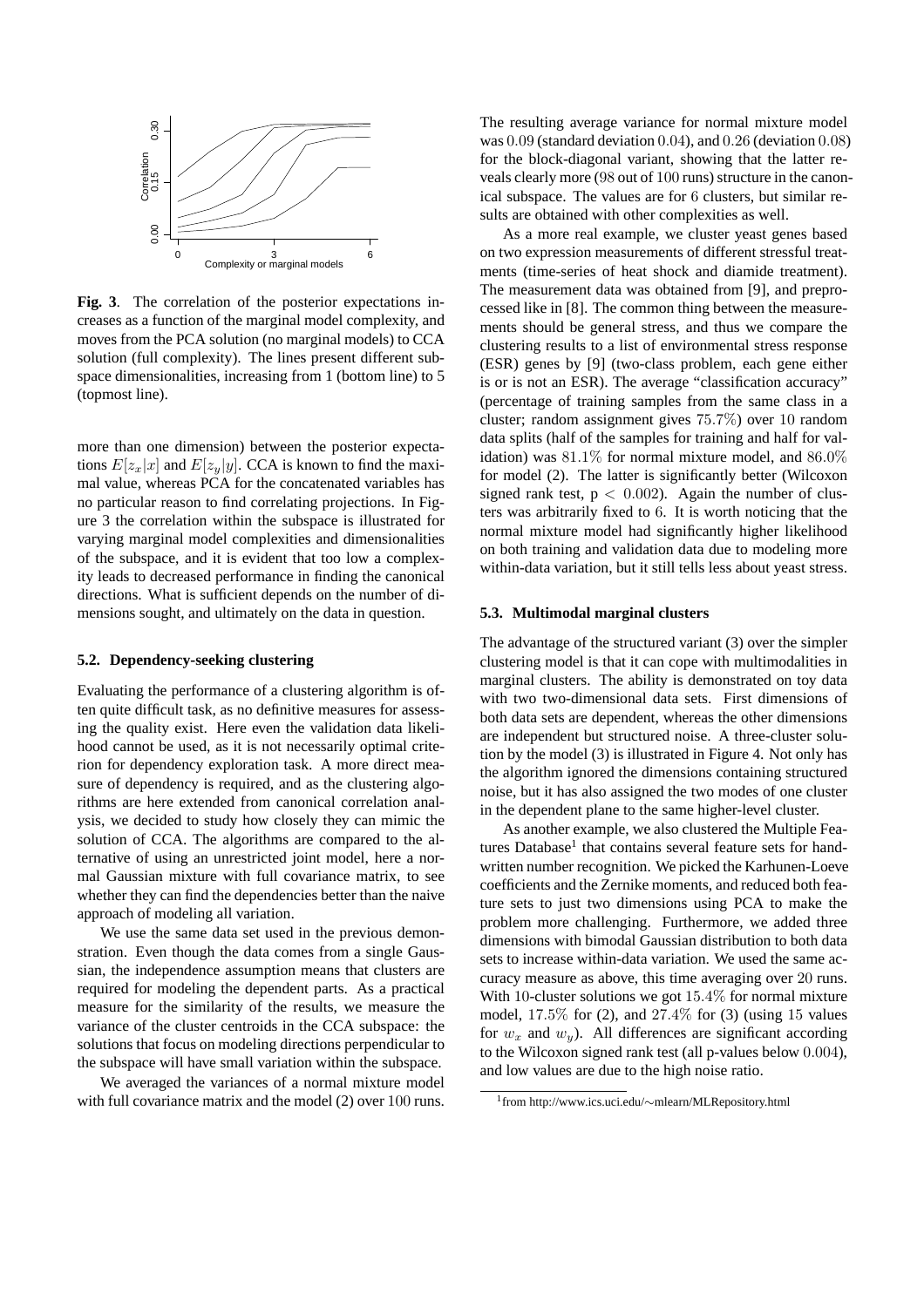**Fig. 3**. The correlation of the posterior expectations increases as a function of the marginal model complexity, and moves from the PCA solution (no marginal models) to CCA solution (full complexity). The lines present different subspace dimensionalities, increasing from 1 (bottom line) to 5 (topmost line).

more than one dimension) between the posterior expectations $E[z_x|x]$ and $E[z_y|y]$. CCA is known to find the maximal value, whereas PCA for the concatenated variables has no particular reason to find correlating projections. In Figure 3 the correlation within the subspace is illustrated for varying marginal model complexities and dimensionalities of the subspace, and it is evident that too low a complexity leads to decreased performance in finding the canonical directions. What is sufficient depends on the number of dimensions sought, and ultimately on the data in question.

### 5.2. Dependency-seeking clustering

Evaluating the performance of a clustering algorithm is often quite difficult task, as no definitive measures for assessing the quality exist. Here even the validation data likelihood cannot be used, as it is not necessarily optimal criterion for dependency exploration task. A more direct measure of dependency is required, and as the clustering algorithms are here extended from canonical correlation analysis, we decided to study how closely they can mimic the solution of CCA. The algorithms are compared to the alternative of using an unrestricted joint model, here a normal Gaussian mixture with full covariance matrix, to see whether they can find the dependencies better than the naive approach of modeling all variation.

We use the same data set used in the previous demonstration. Even though the data comes from a single Gaussian, the independence assumption means that clusters are required for modeling the dependent parts. As a practical measure for the similarity of the results, we measure the variance of the cluster centroids in the CCA subspace: the solutions that focus on modeling directions perpendicular to the subspace will have small variation within the subspace.

We averaged the variances of a normal mixture model with full covariance matrix and the model (2) over $100$ runs. The resulting average variance for normal mixture model was $0.09$ (standard deviation $0.04$), and $0.26$ (deviation $0.08$) for the block-diagonal variant, showing that the latter reveals clearly more ($98$ out of $100$ runs) structure in the canonical subspace. The values are for $6$ clusters, but similar results are obtained with other complexities as well.

As a more real example, we cluster yeast genes based on two expression measurements of different stressful treatments (time-series of heat shock and diamide treatment). The measurement data was obtained from [9], and preprocessed like in [8]. The common thing between the measurements should be general stress, and thus we compare the clustering results to a list of environmental stress response (ESR) genes by [9] (two-class problem, each gene either is or is not an ESR). The average "classification accuracy" (percentage of training samples from the same class in a cluster; random assignment gives $75.7\%$) over $10$ random data splits (half of the samples for training and half for validation) was $81.1\%$ for normal mixture model, and $86.0\%$ for model (2). The latter is significantly better (Wilcoxon signed rank test, $p < 0.002$). Again the number of clusters was arbitrarily fixed to $6$. It is worth noticing that the normal mixture model had significantly higher likelihood on both training and validation data due to modeling more within-data variation, but it still tells less about yeast stress.

### 5.3. Multimodal marginal clusters

The advantage of the structured variant (3) over the simpler clustering model is that it can cope with multimodalities in marginal clusters. The ability is demonstrated on toy data with two two-dimensional data sets. First dimensions of both data sets are dependent, whereas the other dimensions are independent but structured noise. A three-cluster solution by the model (3) is illustrated in Figure 4. Not only has the algorithm ignored the dimensions containing structured noise, but it has also assigned the two modes of one cluster in the dependent plane to the same higher-level cluster.

As another example, we also clustered the Multiple Features Database[1] that contains several feature sets for handwritten number recognition. We picked the Karhunen-Loeve coefficients and the Zernike moments, and reduced both feature sets to just two dimensions using PCA to make the problem more challenging. Furthermore, we added three dimensions with bimodal Gaussian distribution to both data sets to increase within-data variation. We used the same accuracy measure as above, this time averaging over $20$ runs. With $10$-cluster solutions we got $15.4\%$ for normal mixture model, $17.5\%$ for (2), and $27.4\%$ for (3) (using $15$ values for $w_x$ and $w_y$). All differences are significant according to the Wilcoxon signed rank test (all p-values below $0.004$), and low values are due to the high noise ratio.

[1] from http://www.ics.uci.edu/∼mlearn/MLRepository.html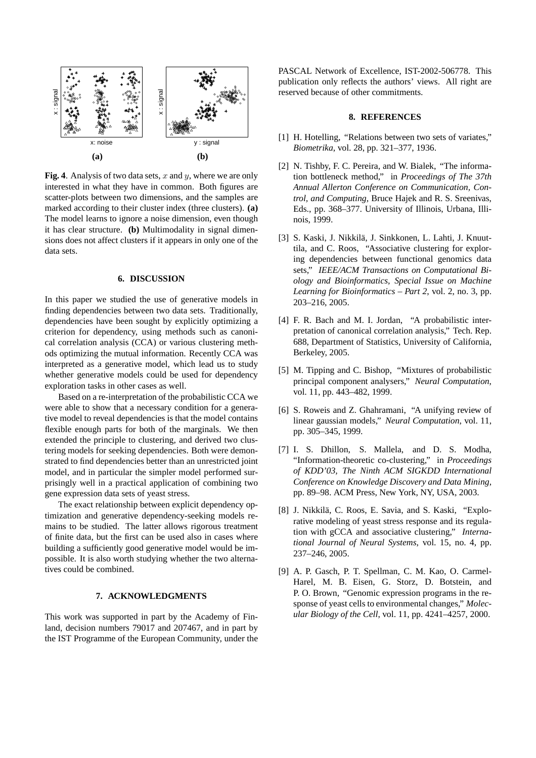x : signal

x: noise

**(a)**

x : signal

y : signal

**(b)**

**Fig. 4**. Analysis of two data sets, $x$ and $y$, where we are only interested in what they have in common. Both figures are scatter-plots between two dimensions, and the samples are marked according to their cluster index (three clusters). **(a)** The model learns to ignore a noise dimension, even though it has clear structure. **(b)** Multimodality in signal dimensions does not affect clusters if it appears in only one of the data sets.

## 6. DISCUSSION

In this paper we studied the use of generative models in finding dependencies between two data sets. Traditionally, dependencies have been sought by explicitly optimizing a criterion for dependency, using methods such as canonical correlation analysis (CCA) or various clustering methods optimizing the mutual information. Recently CCA was interpreted as a generative model, which lead us to study whether generative models could be used for dependency exploration tasks in other cases as well.

Based on a re-interpretation of the probabilistic CCA we were able to show that a necessary condition for a generative model to reveal dependencies is that the model contains flexible enough parts for both of the marginals. We then extended the principle to clustering, and derived two clustering models for seeking dependencies. Both were demonstrated to find dependencies better than an unrestricted joint model, and in particular the simpler model performed surprisingly well in a practical application of combining two gene expression data sets of yeast stress.

The exact relationship between explicit dependency optimization and generative dependency-seeking models remains to be studied. The latter allows rigorous treatment of finite data, but the first can be used also in cases where building a sufficiently good generative model would be impossible. It is also worth studying whether the two alternatives could be combined.

## 7. ACKNOWLEDGMENTS

This work was supported in part by the Academy of Finland, decision numbers 79017 and 207467, and in part by the IST Programme of the European Community, under the PASCAL Network of Excellence, IST-2002-506778. This publication only reflects the authors' views. All right are reserved because of other commitments.

## 8. REFERENCES

[1] H. Hotelling, "Relations between two sets of variates," *Biometrika*, vol. 28, pp. 321–377, 1936.

[2] N. Tishby, F. C. Pereira, and W. Bialek, "The information bottleneck method," in *Proceedings of The 37th Annual Allerton Conference on Communication, Control, and Computing*, Bruce Hajek and R. S. Sreenivas, Eds., pp. 368–377. University of Illinois, Urbana, Illinois, 1999.

[3] S. Kaski, J. Nikkilä, J. Sinkkonen, L. Lahti, J. Knuuttila, and C. Roos, "Associative clustering for exploring dependencies between functional genomics data sets," *IEEE/ACM Transactions on Computational Biology and Bioinformatics, Special Issue on Machine Learning for Bioinformatics – Part 2*, vol. 2, no. 3, pp. 203–216, 2005.

[4] F. R. Bach and M. I. Jordan, "A probabilistic interpretation of canonical correlation analysis," Tech. Rep. 688, Department of Statistics, University of California, Berkeley, 2005.

[5] M. Tipping and C. Bishop, "Mixtures of probabilistic principal component analysers," *Neural Computation*, vol. 11, pp. 443–482, 1999.

[6] S. Roweis and Z. Ghahramani, "A unifying review of linear gaussian models," *Neural Computation*, vol. 11, pp. 305–345, 1999.

[7] I. S. Dhillon, S. Mallela, and D. S. Modha, "Information-theoretic co-clustering," in *Proceedings of KDD'03, The Ninth ACM SIGKDD International Conference on Knowledge Discovery and Data Mining*, pp. 89–98. ACM Press, New York, NY, USA, 2003.

[8] J. Nikkilä, C. Roos, E. Savia, and S. Kaski, "Explorative modeling of yeast stress response and its regulation with gCCA and associative clustering," *International Journal of Neural Systems*, vol. 15, no. 4, pp. 237–246, 2005.

[9] A. P. Gasch, P. T. Spellman, C. M. Kao, O. Carmel-Harel, M. B. Eisen, G. Storz, D. Botstein, and P. O. Brown, "Genomic expression programs in the response of yeast cells to environmental changes," *Molecular Biology of the Cell*, vol. 11, pp. 4241–4257, 2000.